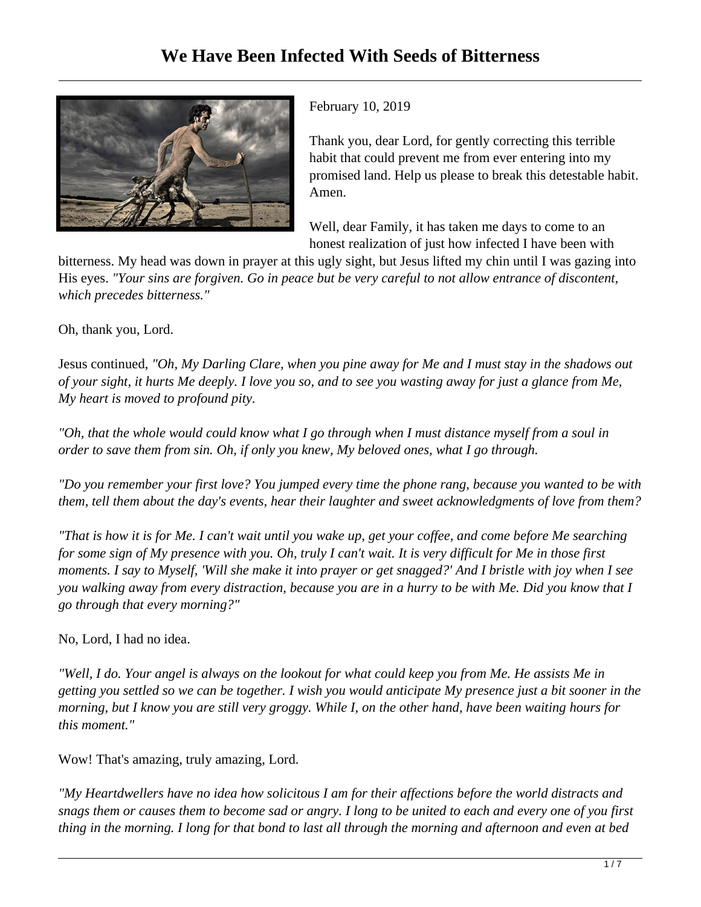# We Have Been Infected With Seeds of Bitterness

February 10, 2019

Thank you, dear Lord, for gently correcting this terrible habit that could prevent me from ever entering into my promised land. Help us please to break this detestable habit. Amen.

Well, dear Family, it has taken me days to come to an honest realization of just how infected I have been with bitterness. My head was down in prayer at this ugly sight, but Jesus lifted my chin until I was gazing into His eyes. *"Your sins are forgiven. Go in peace but be very careful to not allow entrance of discontent, which precedes bitterness."*

Oh, thank you, Lord.

Jesus continued, *"Oh, My Darling Clare, when you pine away for Me and I must stay in the shadows out of your sight, it hurts Me deeply. I love you so, and to see you wasting away for just a glance from Me, My heart is moved to profound pity.*

*"Oh, that the whole would could know what I go through when I must distance myself from a soul in order to save them from sin. Oh, if only you knew, My beloved ones, what I go through.*

*"Do you remember your first love? You jumped every time the phone rang, because you wanted to be with them, tell them about the day's events, hear their laughter and sweet acknowledgments of love from them?*

*"That is how it is for Me. I can't wait until you wake up, get your coffee, and come before Me searching for some sign of My presence with you. Oh, truly I can't wait. It is very difficult for Me in those first moments. I say to Myself, 'Will she make it into prayer or get snagged?' And I bristle with joy when I see you walking away from every distraction, because you are in a hurry to be with Me. Did you know that I go through that every morning?"*

No, Lord, I had no idea.

*"Well, I do. Your angel is always on the lookout for what could keep you from Me. He assists Me in getting you settled so we can be together. I wish you would anticipate My presence just a bit sooner in the morning, but I know you are still very groggy. While I, on the other hand, have been waiting hours for this moment."*

Wow! That's amazing, truly amazing, Lord.

*"My Heartdwellers have no idea how solicitous I am for their affections before the world distracts and snags them or causes them to become sad or angry. I long to be united to each and every one of you first thing in the morning. I long for that bond to last all through the morning and afternoon and even at bed*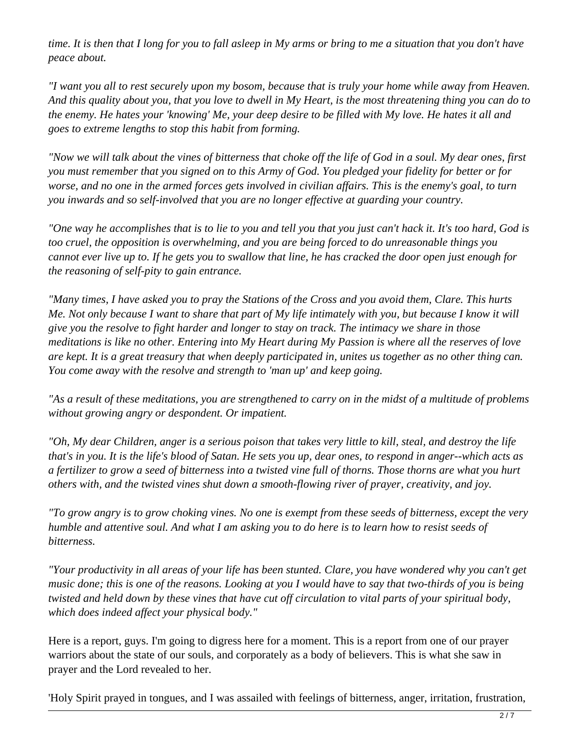*time. It is then that I long for you to fall asleep in My arms or bring to me a situation that you don't have peace about.*

*"I want you all to rest securely upon my bosom, because that is truly your home while away from Heaven. And this quality about you, that you love to dwell in My Heart, is the most threatening thing you can do to the enemy. He hates your 'knowing' Me, your deep desire to be filled with My love. He hates it all and goes to extreme lengths to stop this habit from forming.*

*"Now we will talk about the vines of bitterness that choke off the life of God in a soul. My dear ones, first you must remember that you signed on to this Army of God. You pledged your fidelity for better or for worse, and no one in the armed forces gets involved in civilian affairs. This is the enemy's goal, to turn you inwards and so self-involved that you are no longer effective at guarding your country.*

*"One way he accomplishes that is to lie to you and tell you that you just can't hack it. It's too hard, God is too cruel, the opposition is overwhelming, and you are being forced to do unreasonable things you cannot ever live up to. If he gets you to swallow that line, he has cracked the door open just enough for the reasoning of self-pity to gain entrance.*

*"Many times, I have asked you to pray the Stations of the Cross and you avoid them, Clare. This hurts Me. Not only because I want to share that part of My life intimately with you, but because I know it will give you the resolve to fight harder and longer to stay on track. The intimacy we share in those meditations is like no other. Entering into My Heart during My Passion is where all the reserves of love are kept. It is a great treasury that when deeply participated in, unites us together as no other thing can. You come away with the resolve and strength to 'man up' and keep going.*

*"As a result of these meditations, you are strengthened to carry on in the midst of a multitude of problems without growing angry or despondent. Or impatient.*

*"Oh, My dear Children, anger is a serious poison that takes very little to kill, steal, and destroy the life that's in you. It is the life's blood of Satan. He sets you up, dear ones, to respond in anger--which acts as a fertilizer to grow a seed of bitterness into a twisted vine full of thorns. Those thorns are what you hurt others with, and the twisted vines shut down a smooth-flowing river of prayer, creativity, and joy.*

*"To grow angry is to grow choking vines. No one is exempt from these seeds of bitterness, except the very humble and attentive soul. And what I am asking you to do here is to learn how to resist seeds of bitterness.*

*"Your productivity in all areas of your life has been stunted. Clare, you have wondered why you can't get music done; this is one of the reasons. Looking at you I would have to say that two-thirds of you is being twisted and held down by these vines that have cut off circulation to vital parts of your spiritual body, which does indeed affect your physical body."*

Here is a report, guys. I'm going to digress here for a moment. This is a report from one of our prayer warriors about the state of our souls, and corporately as a body of believers. This is what she saw in prayer and the Lord revealed to her.

'Holy Spirit prayed in tongues, and I was assailed with feelings of bitterness, anger, irritation, frustration,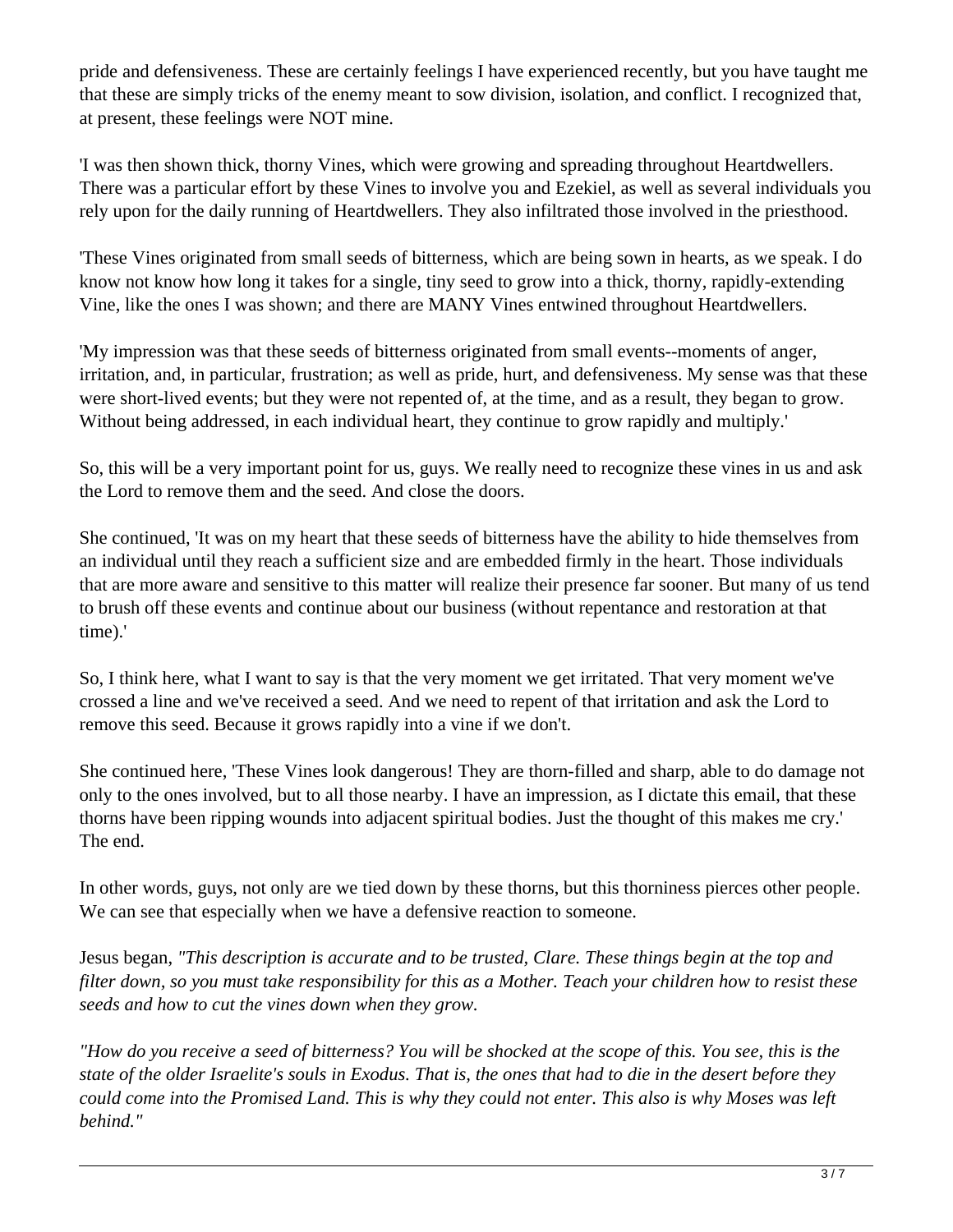pride and defensiveness. These are certainly feelings I have experienced recently, but you have taught me that these are simply tricks of the enemy meant to sow division, isolation, and conflict. I recognized that, at present, these feelings were NOT mine.

'I was then shown thick, thorny Vines, which were growing and spreading throughout Heartdwellers. There was a particular effort by these Vines to involve you and Ezekiel, as well as several individuals you rely upon for the daily running of Heartdwellers. They also infiltrated those involved in the priesthood.

'These Vines originated from small seeds of bitterness, which are being sown in hearts, as we speak. I do know not know how long it takes for a single, tiny seed to grow into a thick, thorny, rapidly-extending Vine, like the ones I was shown; and there are MANY Vines entwined throughout Heartdwellers.

'My impression was that these seeds of bitterness originated from small events--moments of anger, irritation, and, in particular, frustration; as well as pride, hurt, and defensiveness. My sense was that these were short-lived events; but they were not repented of, at the time, and as a result, they began to grow. Without being addressed, in each individual heart, they continue to grow rapidly and multiply.'

So, this will be a very important point for us, guys. We really need to recognize these vines in us and ask the Lord to remove them and the seed. And close the doors.

She continued, 'It was on my heart that these seeds of bitterness have the ability to hide themselves from an individual until they reach a sufficient size and are embedded firmly in the heart. Those individuals that are more aware and sensitive to this matter will realize their presence far sooner. But many of us tend to brush off these events and continue about our business (without repentance and restoration at that time).'

So, I think here, what I want to say is that the very moment we get irritated. That very moment we've crossed a line and we've received a seed. And we need to repent of that irritation and ask the Lord to remove this seed. Because it grows rapidly into a vine if we don't.

She continued here, 'These Vines look dangerous! They are thorn-filled and sharp, able to do damage not only to the ones involved, but to all those nearby. I have an impression, as I dictate this email, that these thorns have been ripping wounds into adjacent spiritual bodies. Just the thought of this makes me cry.' The end.

In other words, guys, not only are we tied down by these thorns, but this thorniness pierces other people. We can see that especially when we have a defensive reaction to someone.

Jesus began, *"This description is accurate and to be trusted, Clare. These things begin at the top and filter down, so you must take responsibility for this as a Mother. Teach your children how to resist these seeds and how to cut the vines down when they grow.*

*"How do you receive a seed of bitterness? You will be shocked at the scope of this. You see, this is the state of the older Israelite's souls in Exodus. That is, the ones that had to die in the desert before they could come into the Promised Land. This is why they could not enter. This also is why Moses was left behind."*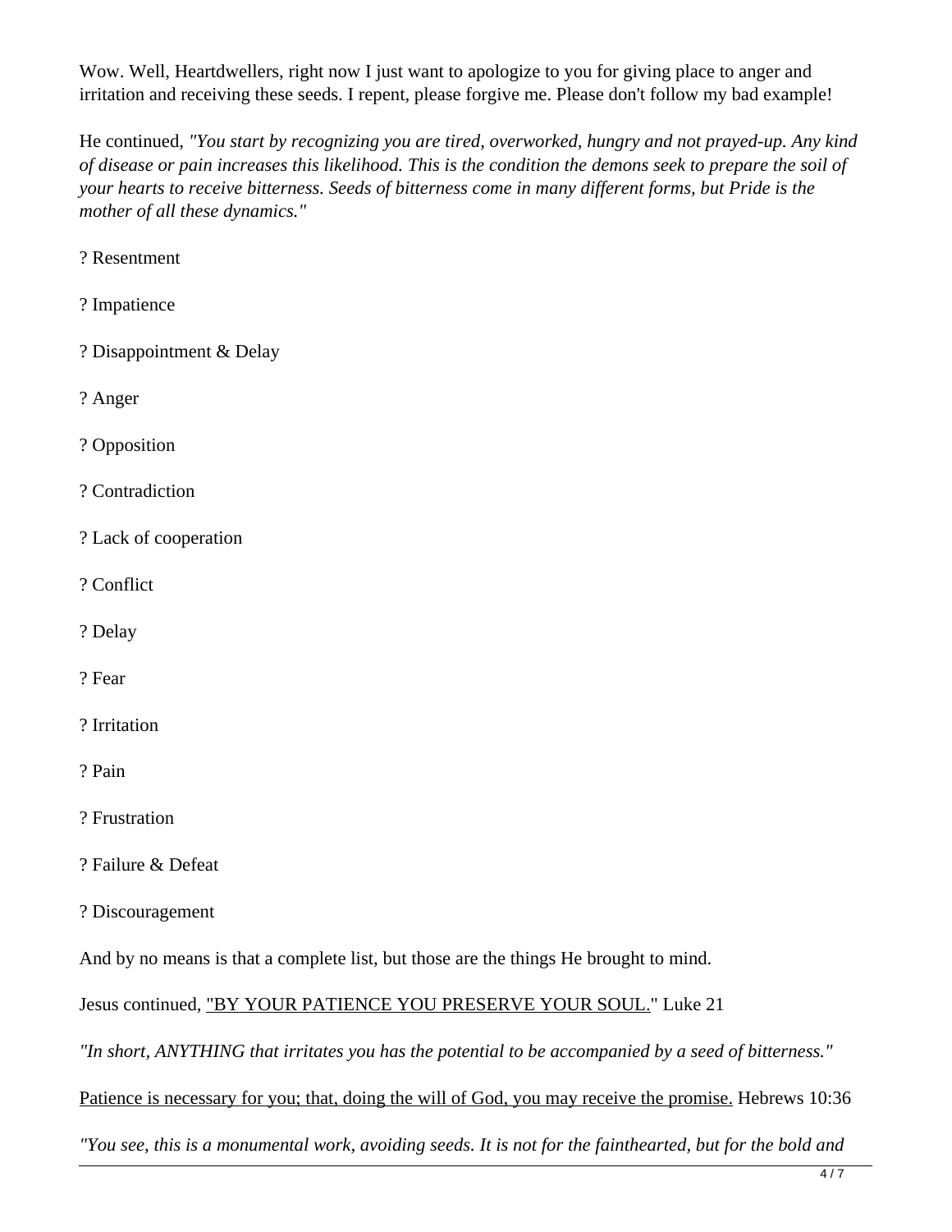Wow. Well, Heartdwellers, right now I just want to apologize to you for giving place to anger and irritation and receiving these seeds. I repent, please forgive me. Please don't follow my bad example!

He continued, *"You start by recognizing you are tired, overworked, hungry and not prayed-up. Any kind of disease or pain increases this likelihood. This is the condition the demons seek to prepare the soil of your hearts to receive bitterness. Seeds of bitterness come in many different forms, but Pride is the mother of all these dynamics."*

? Resentment

? Impatience

? Disappointment & Delay

? Anger

? Opposition

? Contradiction

? Lack of cooperation

? Conflict

? Delay

? Fear

? Irritation

? Pain

? Frustration

? Failure & Defeat

? Discouragement

And by no means is that a complete list, but those are the things He brought to mind.

Jesus continued, "BY YOUR PATIENCE YOU PRESERVE YOUR SOUL." Luke 21

*"In short, ANYTHING that irritates you has the potential to be accompanied by a seed of bitterness."*

Patience is necessary for you; that, doing the will of God, you may receive the promise. Hebrews 10:36

*"You see, this is a monumental work, avoiding seeds. It is not for the fainthearted, but for the bold and*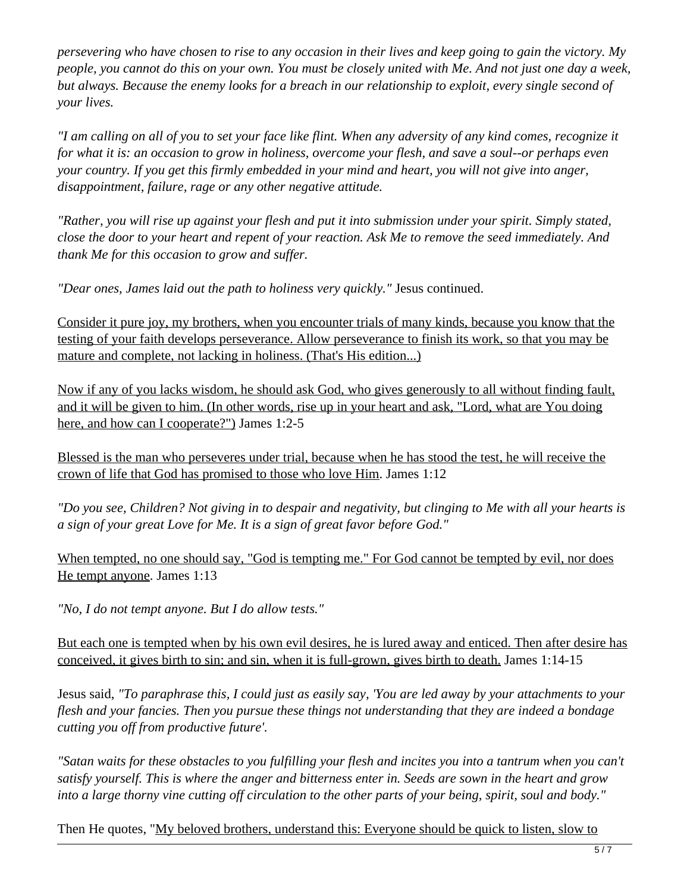*persevering who have chosen to rise to any occasion in their lives and keep going to gain the victory. My people, you cannot do this on your own. You must be closely united with Me. And not just one day a week, but always. Because the enemy looks for a breach in our relationship to exploit, every single second of your lives.*

*"I am calling on all of you to set your face like flint. When any adversity of any kind comes, recognize it for what it is: an occasion to grow in holiness, overcome your flesh, and save a soul--or perhaps even your country. If you get this firmly embedded in your mind and heart, you will not give into anger, disappointment, failure, rage or any other negative attitude.*

*"Rather, you will rise up against your flesh and put it into submission under your spirit. Simply stated, close the door to your heart and repent of your reaction. Ask Me to remove the seed immediately. And thank Me for this occasion to grow and suffer.*

*"Dear ones, James laid out the path to holiness very quickly."* Jesus continued.

<u>Consider it pure joy, my brothers, when you encounter trials of many kinds, because you know that the testing of your faith develops perseverance. Allow perseverance to finish its work, so that you may be mature and complete, not lacking in holiness. (That's His edition...)</u>

<u>Now if any of you lacks wisdom, he should ask God, who gives generously to all without finding fault, and it will be given to him. (In other words, rise up in your heart and ask, "Lord, what are You doing here, and how can I cooperate?")</u> James 1:2-5

<u>Blessed is the man who perseveres under trial, because when he has stood the test, he will receive the crown of life that God has promised to those who love Him</u>. James 1:12

*"Do you see, Children? Not giving in to despair and negativity, but clinging to Me with all your hearts is a sign of your great Love for Me. It is a sign of great favor before God."*

<u>When tempted, no one should say, "God is tempting me." For God cannot be tempted by evil, nor does He tempt anyone</u>. James 1:13

*"No, I do not tempt anyone. But I do allow tests."*

<u>But each one is tempted when by his own evil desires, he is lured away and enticed. Then after desire has conceived, it gives birth to sin; and sin, when it is full-grown, gives birth to death.</u> James 1:14-15

Jesus said, *"To paraphrase this, I could just as easily say, 'You are led away by your attachments to your flesh and your fancies. Then you pursue these things not understanding that they are indeed a bondage cutting you off from productive future'.*

*"Satan waits for these obstacles to you fulfilling your flesh and incites you into a tantrum when you can't satisfy yourself. This is where the anger and bitterness enter in. Seeds are sown in the heart and grow into a large thorny vine cutting off circulation to the other parts of your being, spirit, soul and body."*

Then He quotes, "<u>My beloved brothers, understand this: Everyone should be quick to listen, slow to</u>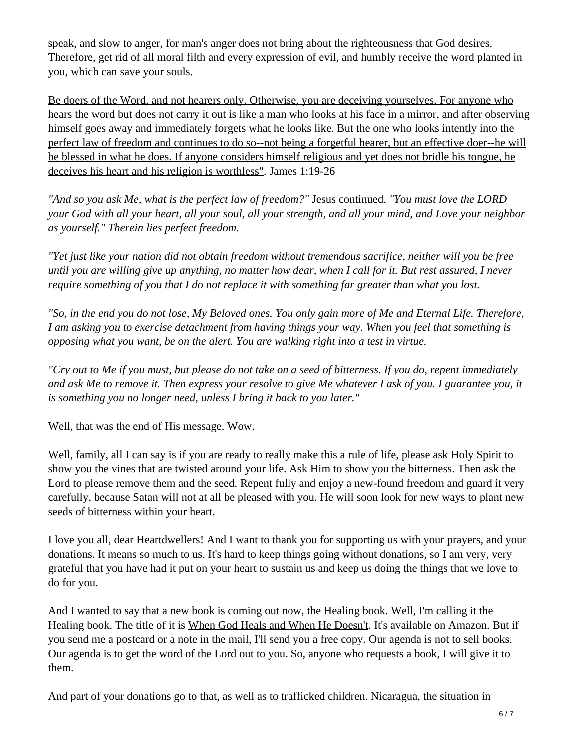<u>speak, and slow to anger, for man's anger does not bring about the righteousness that God desires. Therefore, get rid of all moral filth and every expression of evil, and humbly receive the word planted in you, which can save your souls.</u>

<u>Be doers of the Word, and not hearers only. Otherwise, you are deceiving yourselves. For anyone who hears the word but does not carry it out is like a man who looks at his face in a mirror, and after observing himself goes away and immediately forgets what he looks like. But the one who looks intently into the perfect law of freedom and continues to do so--not being a forgetful hearer, but an effective doer--he will be blessed in what he does. If anyone considers himself religious and yet does not bridle his tongue, he deceives his heart and his religion is worthless"</u>. James 1:19-26

*"And so you ask Me, what is the perfect law of freedom?"* Jesus continued. *"You must love the LORD your God with all your heart, all your soul, all your strength, and all your mind, and Love your neighbor as yourself." Therein lies perfect freedom.*

*"Yet just like your nation did not obtain freedom without tremendous sacrifice, neither will you be free until you are willing give up anything, no matter how dear, when I call for it. But rest assured, I never require something of you that I do not replace it with something far greater than what you lost.*

*"So, in the end you do not lose, My Beloved ones. You only gain more of Me and Eternal Life. Therefore, I am asking you to exercise detachment from having things your way. When you feel that something is opposing what you want, be on the alert. You are walking right into a test in virtue.*

*"Cry out to Me if you must, but please do not take on a seed of bitterness. If you do, repent immediately and ask Me to remove it. Then express your resolve to give Me whatever I ask of you. I guarantee you, it is something you no longer need, unless I bring it back to you later."*

Well, that was the end of His message. Wow.

Well, family, all I can say is if you are ready to really make this a rule of life, please ask Holy Spirit to show you the vines that are twisted around your life. Ask Him to show you the bitterness. Then ask the Lord to please remove them and the seed. Repent fully and enjoy a new-found freedom and guard it very carefully, because Satan will not at all be pleased with you. He will soon look for new ways to plant new seeds of bitterness within your heart.

I love you all, dear Heartdwellers! And I want to thank you for supporting us with your prayers, and your donations. It means so much to us. It's hard to keep things going without donations, so I am very, very grateful that you have had it put on your heart to sustain us and keep us doing the things that we love to do for you.

And I wanted to say that a new book is coming out now, the Healing book. Well, I'm calling it the Healing book. The title of it is <u>When God Heals and When He Doesn't</u>. It's available on Amazon. But if you send me a postcard or a note in the mail, I'll send you a free copy. Our agenda is not to sell books. Our agenda is to get the word of the Lord out to you. So, anyone who requests a book, I will give it to them.

And part of your donations go to that, as well as to trafficked children. Nicaragua, the situation in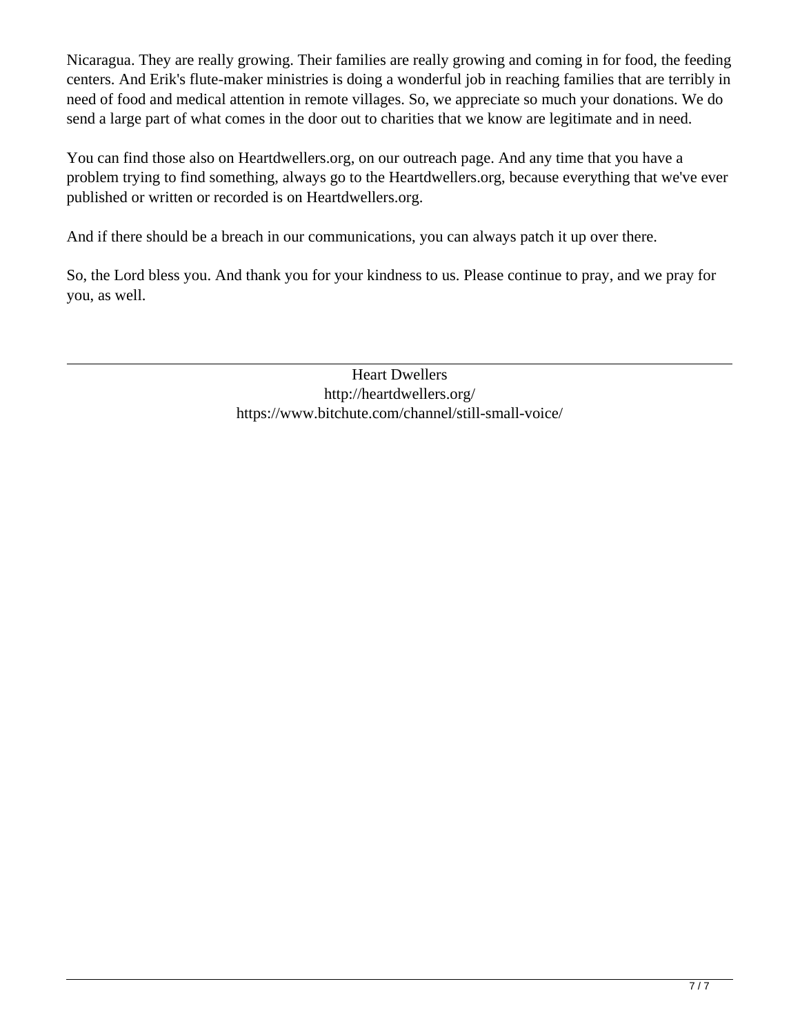Nicaragua. They are really growing. Their families are really growing and coming in for food, the feeding centers. And Erik's flute-maker ministries is doing a wonderful job in reaching families that are terribly in need of food and medical attention in remote villages. So, we appreciate so much your donations. We do send a large part of what comes in the door out to charities that we know are legitimate and in need.

You can find those also on Heartdwellers.org, on our outreach page. And any time that you have a problem trying to find something, always go to the Heartdwellers.org, because everything that we've ever published or written or recorded is on Heartdwellers.org.

And if there should be a breach in our communications, you can always patch it up over there.

So, the Lord bless you. And thank you for your kindness to us. Please continue to pray, and we pray for you, as well.

---

Heart Dwellers
http://heartdwellers.org/
https://www.bitchute.com/channel/still-small-voice/